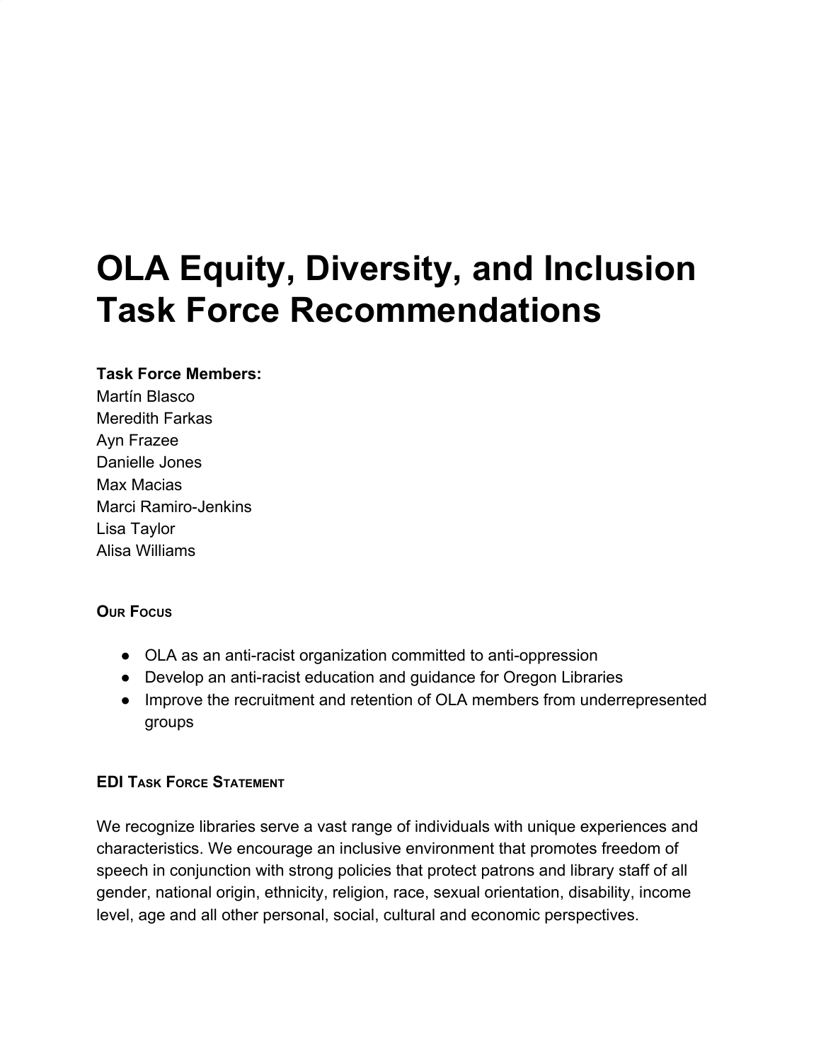# OLA Equity, Diversity, and Inclusion Task Force Recommendations

**Task Force Members:**
Martín Blasco
Meredith Farkas
Ayn Frazee
Danielle Jones
Max Macias
Marci Ramiro-Jenkins
Lisa Taylor
Alisa Williams

### Our Focus

- OLA as an anti-racist organization committed to anti-oppression
- Develop an anti-racist education and guidance for Oregon Libraries
- Improve the recruitment and retention of OLA members from underrepresented groups

### EDI Task Force Statement

We recognize libraries serve a vast range of individuals with unique experiences and characteristics. We encourage an inclusive environment that promotes freedom of speech in conjunction with strong policies that protect patrons and library staff of all gender, national origin, ethnicity, religion, race, sexual orientation, disability, income level, age and all other personal, social, cultural and economic perspectives.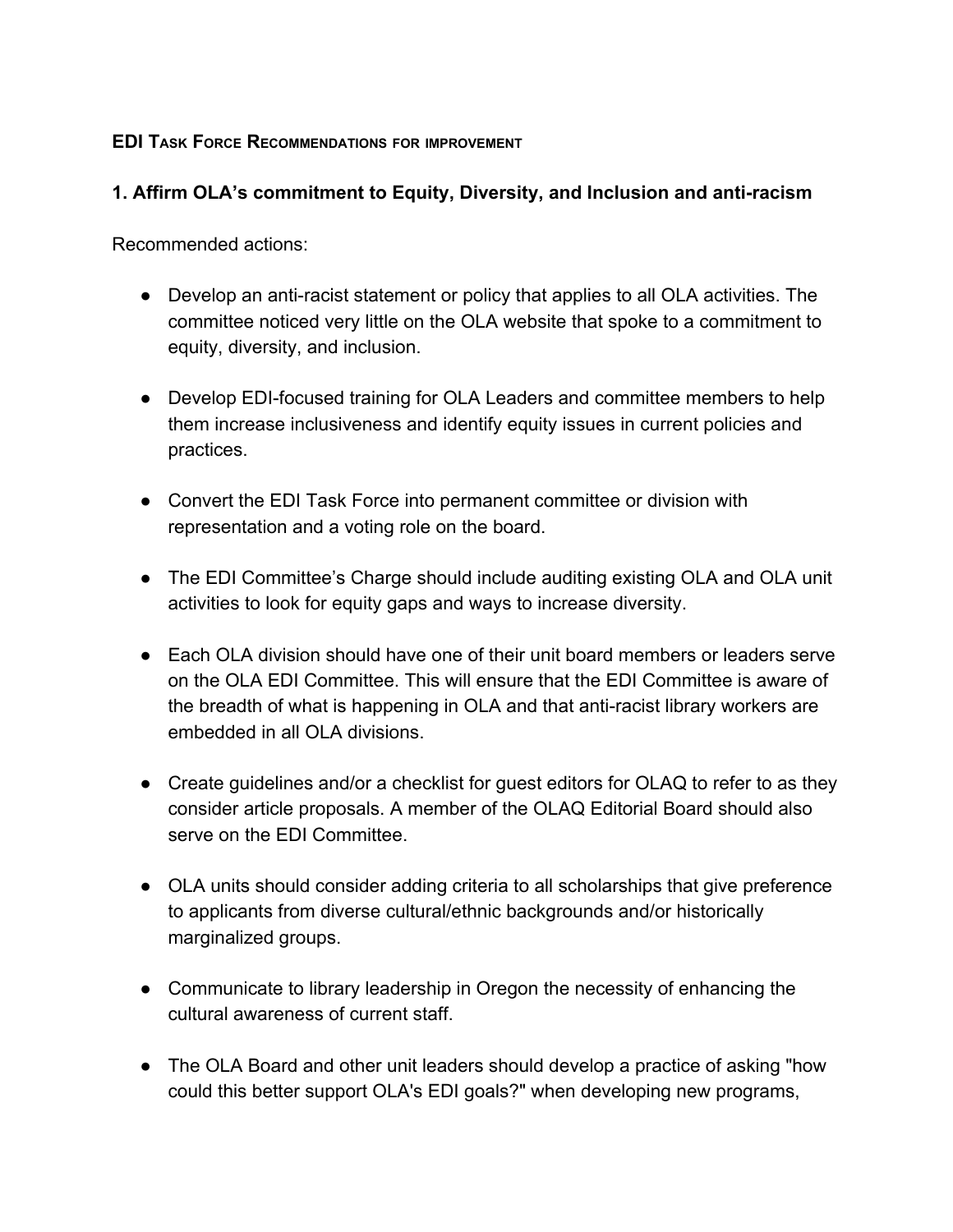**EDI Task Force Recommendations for improvement**

## 1. Affirm OLA's commitment to Equity, Diversity, and Inclusion and anti-racism

Recommended actions:

- Develop an anti-racist statement or policy that applies to all OLA activities. The committee noticed very little on the OLA website that spoke to a commitment to equity, diversity, and inclusion.

- Develop EDI-focused training for OLA Leaders and committee members to help them increase inclusiveness and identify equity issues in current policies and practices.

- Convert the EDI Task Force into permanent committee or division with representation and a voting role on the board.

- The EDI Committee's Charge should include auditing existing OLA and OLA unit activities to look for equity gaps and ways to increase diversity.

- Each OLA division should have one of their unit board members or leaders serve on the OLA EDI Committee. This will ensure that the EDI Committee is aware of the breadth of what is happening in OLA and that anti-racist library workers are embedded in all OLA divisions.

- Create guidelines and/or a checklist for guest editors for OLAQ to refer to as they consider article proposals. A member of the OLAQ Editorial Board should also serve on the EDI Committee.

- OLA units should consider adding criteria to all scholarships that give preference to applicants from diverse cultural/ethnic backgrounds and/or historically marginalized groups.

- Communicate to library leadership in Oregon the necessity of enhancing the cultural awareness of current staff.

- The OLA Board and other unit leaders should develop a practice of asking "how could this better support OLA's EDI goals?" when developing new programs,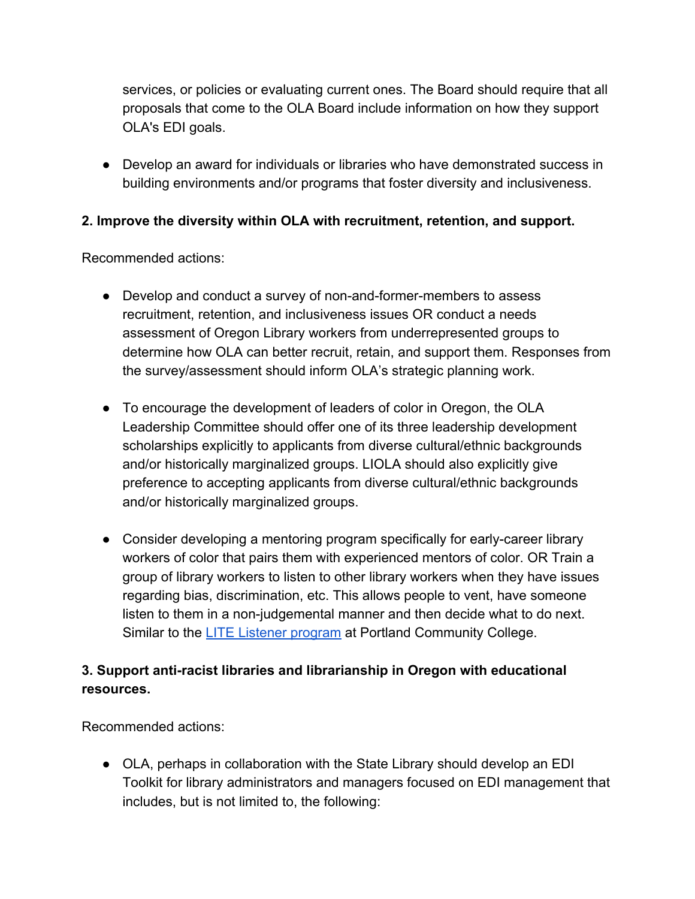services, or policies or evaluating current ones. The Board should require that all proposals that come to the OLA Board include information on how they support OLA's EDI goals.

- Develop an award for individuals or libraries who have demonstrated success in building environments and/or programs that foster diversity and inclusiveness.

**2. Improve the diversity within OLA with recruitment, retention, and support.**

Recommended actions:

- Develop and conduct a survey of non-and-former-members to assess recruitment, retention, and inclusiveness issues OR conduct a needs assessment of Oregon Library workers from underrepresented groups to determine how OLA can better recruit, retain, and support them. Responses from the survey/assessment should inform OLA's strategic planning work.

- To encourage the development of leaders of color in Oregon, the OLA Leadership Committee should offer one of its three leadership development scholarships explicitly to applicants from diverse cultural/ethnic backgrounds and/or historically marginalized groups. LIOLA should also explicitly give preference to accepting applicants from diverse cultural/ethnic backgrounds and/or historically marginalized groups.

- Consider developing a mentoring program specifically for early-career library workers of color that pairs them with experienced mentors of color. OR Train a group of library workers to listen to other library workers when they have issues regarding bias, discrimination, etc. This allows people to vent, have someone listen to them in a non-judgemental manner and then decide what to do next. Similar to the [LITE Listener program] at Portland Community College.

**3. Support anti-racist libraries and librarianship in Oregon with educational resources.**

Recommended actions:

- OLA, perhaps in collaboration with the State Library should develop an EDI Toolkit for library administrators and managers focused on EDI management that includes, but is not limited to, the following: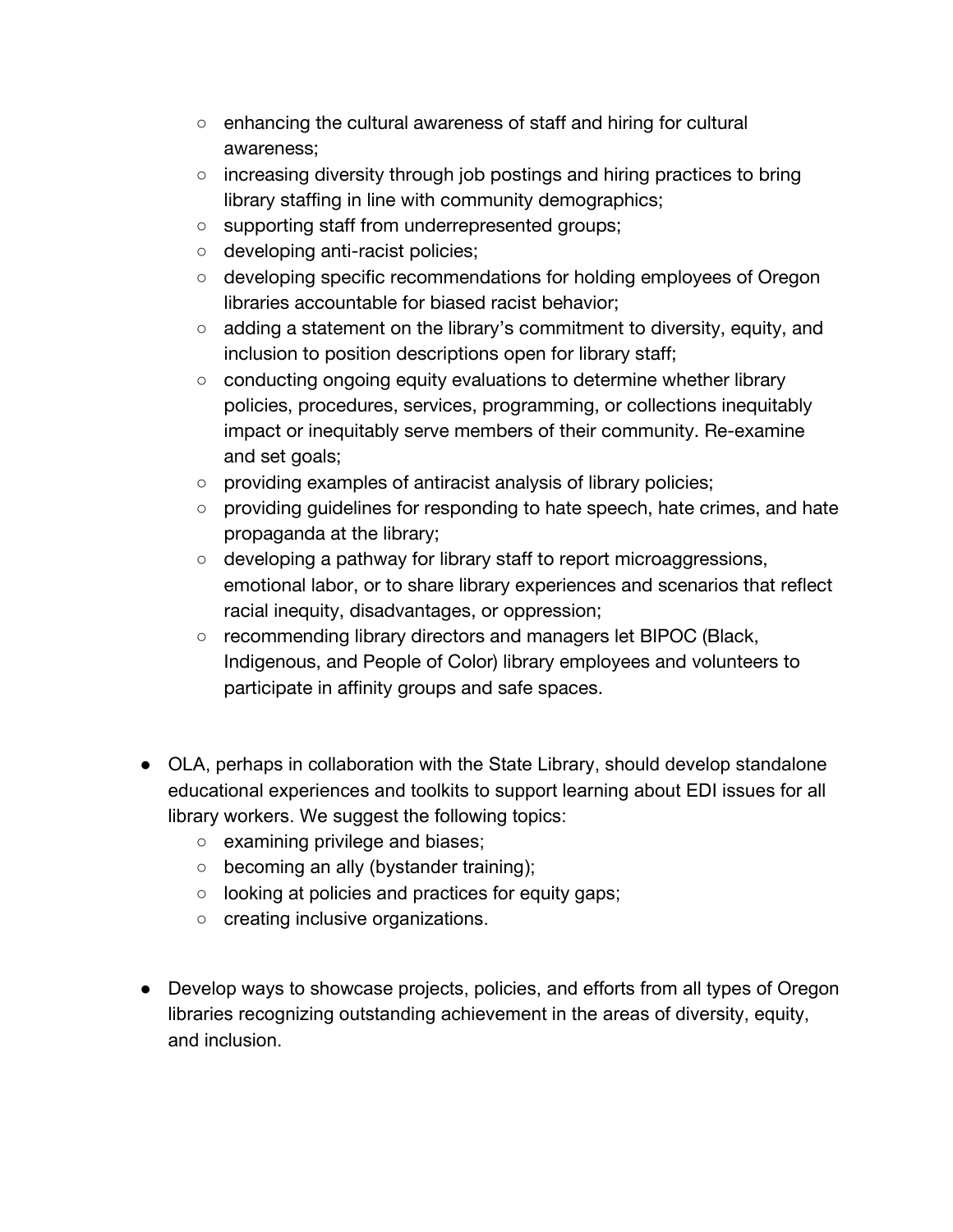- enhancing the cultural awareness of staff and hiring for cultural awareness;
  - increasing diversity through job postings and hiring practices to bring library staffing in line with community demographics;
  - supporting staff from underrepresented groups;
  - developing anti-racist policies;
  - developing specific recommendations for holding employees of Oregon libraries accountable for biased racist behavior;
  - adding a statement on the library's commitment to diversity, equity, and inclusion to position descriptions open for library staff;
  - conducting ongoing equity evaluations to determine whether library policies, procedures, services, programming, or collections inequitably impact or inequitably serve members of their community. Re-examine and set goals;
  - providing examples of antiracist analysis of library policies;
  - providing guidelines for responding to hate speech, hate crimes, and hate propaganda at the library;
  - developing a pathway for library staff to report microaggressions, emotional labor, or to share library experiences and scenarios that reflect racial inequity, disadvantages, or oppression;
  - recommending library directors and managers let BIPOC (Black, Indigenous, and People of Color) library employees and volunteers to participate in affinity groups and safe spaces.

- OLA, perhaps in collaboration with the State Library, should develop standalone educational experiences and toolkits to support learning about EDI issues for all library workers. We suggest the following topics:
  - examining privilege and biases;
  - becoming an ally (bystander training);
  - looking at policies and practices for equity gaps;
  - creating inclusive organizations.

- Develop ways to showcase projects, policies, and efforts from all types of Oregon libraries recognizing outstanding achievement in the areas of diversity, equity, and inclusion.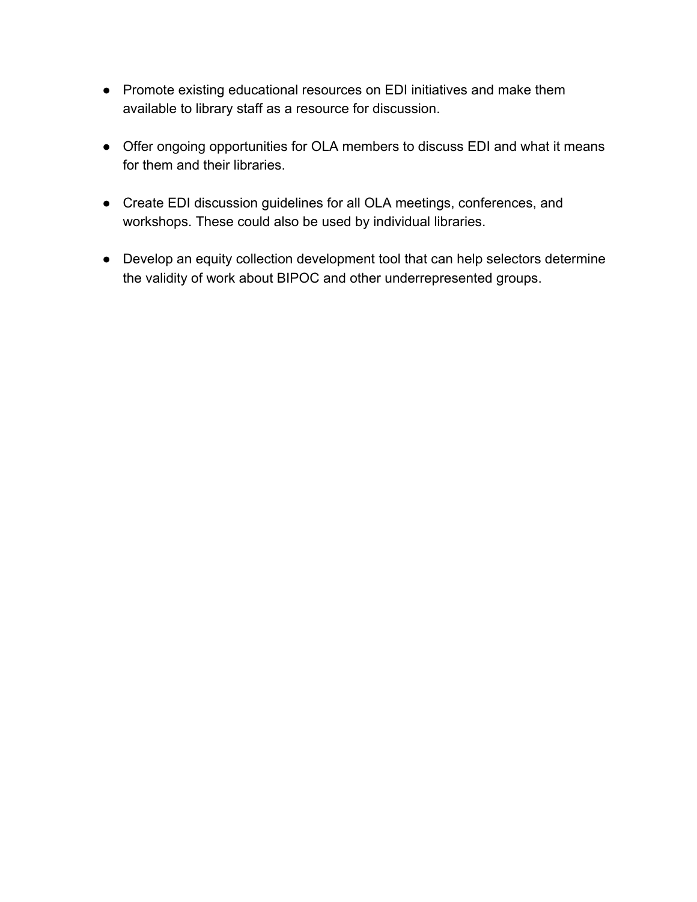- Promote existing educational resources on EDI initiatives and make them available to library staff as a resource for discussion.

- Offer ongoing opportunities for OLA members to discuss EDI and what it means for them and their libraries.

- Create EDI discussion guidelines for all OLA meetings, conferences, and workshops. These could also be used by individual libraries.

- Develop an equity collection development tool that can help selectors determine the validity of work about BIPOC and other underrepresented groups.